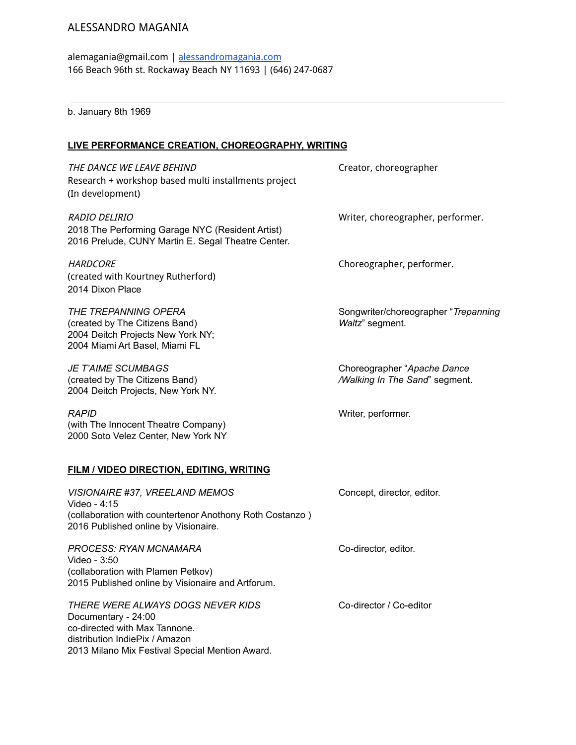# ALESSANDRO MAGANIA

alemagania@gmail.com | [alessandromagania.com](alessandromagania.com)
166 Beach 96th st. Rockaway Beach NY 11693 | (646) 247-0687

---

b. January 8th 1969

## LIVE PERFORMANCE CREATION, CHOREOGRAPHY, WRITING

*THE DANCE WE LEAVE BEHIND*
Research + workshop based multi installments project
(In development)
Creator, choreographer

*RADIO DELIRIO*
2018 The Performing Garage NYC (Resident Artist)
2016 Prelude, CUNY Martin E. Segal Theatre Center.
Writer, choreographer, performer.

*HARDCORE*
(created with Kourtney Rutherford)
2014 Dixon Place
Choreographer, performer.

*THE TREPANNING OPERA*
(created by The Citizens Band)
2004 Deitch Projects New York NY;
2004 Miami Art Basel, Miami FL
Songwriter/choreographer "*Trepanning Waltz*" segment.

*JE T'AIME SCUMBAGS*
(created by The Citizens Band)
2004 Deitch Projects, New York NY.
Choreographer "*Apache Dance /Walking In The Sand*" segment.

*RAPID*
(with The Innocent Theatre Company)
2000 Soto Velez Center, New York NY
Writer, performer.

## FILM / VIDEO DIRECTION, EDITING, WRITING

*VISIONAIRE #37, VREELAND MEMOS*
Video - 4:15
(collaboration with countertenor Anothony Roth Costanzo )
2016 Published online by Visionaire.
Concept, director, editor.

*PROCESS: RYAN MCNAMARA*
Video - 3:50
(collaboration with Plamen Petkov)
2015 Published online by Visionaire and Artforum.
Co-director, editor.

*THERE WERE ALWAYS DOGS NEVER KIDS*
Documentary - 24:00
co-directed with Max Tannone.
distribution IndiePix / Amazon
2013 Milano Mix Festival Special Mention Award.
Co-director / Co-editor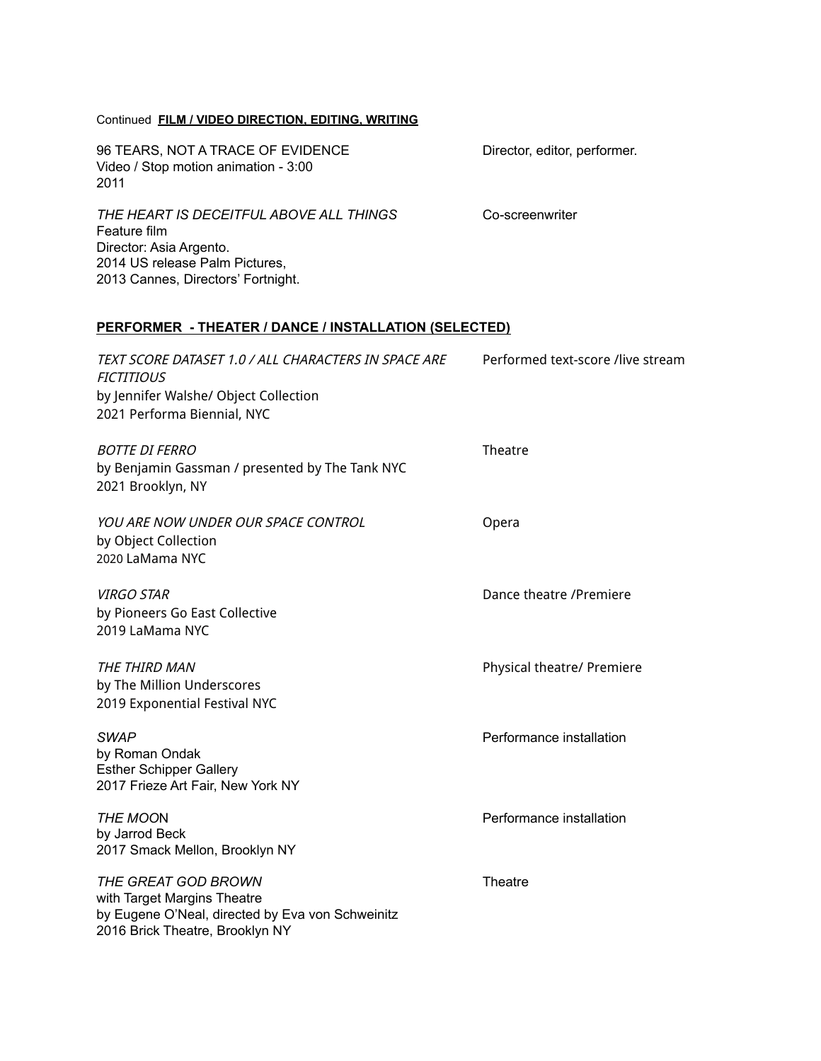Continued **FILM / VIDEO DIRECTION, EDITING, WRITING**

96 TEARS, NOT A TRACE OF EVIDENCE — Director, editor, performer.
Video / Stop motion animation - 3:00
2011

*THE HEART IS DECEITFUL ABOVE ALL THINGS* — Co-screenwriter
Feature film
Director: Asia Argento.
2014 US release Palm Pictures,
2013 Cannes, Directors' Fortnight.

**PERFORMER - THEATER / DANCE / INSTALLATION (SELECTED)**

*TEXT SCORE DATASET 1.0 / ALL CHARACTERS IN SPACE ARE FICTITIOUS* — Performed text-score /live stream
by Jennifer Walshe/ Object Collection
2021 Performa Biennial, NYC

*BOTTE DI FERRO* — Theatre
by Benjamin Gassman / presented by The Tank NYC
2021 Brooklyn, NY

*YOU ARE NOW UNDER OUR SPACE CONTROL* — Opera
by Object Collection
2020 LaMama NYC

*VIRGO STAR* — Dance theatre /Premiere
by Pioneers Go East Collective
2019 LaMama NYC

*THE THIRD MAN* — Physical theatre/ Premiere
by The Million Underscores
2019 Exponential Festival NYC

*SWAP* — Performance installation
by Roman Ondak
Esther Schipper Gallery
2017 Frieze Art Fair, New York NY

*THE MOO*N — Performance installation
by Jarrod Beck
2017 Smack Mellon, Brooklyn NY

*THE GREAT GOD BROWN* — Theatre
with Target Margins Theatre
by Eugene O'Neal, directed by Eva von Schweinitz
2016 Brick Theatre, Brooklyn NY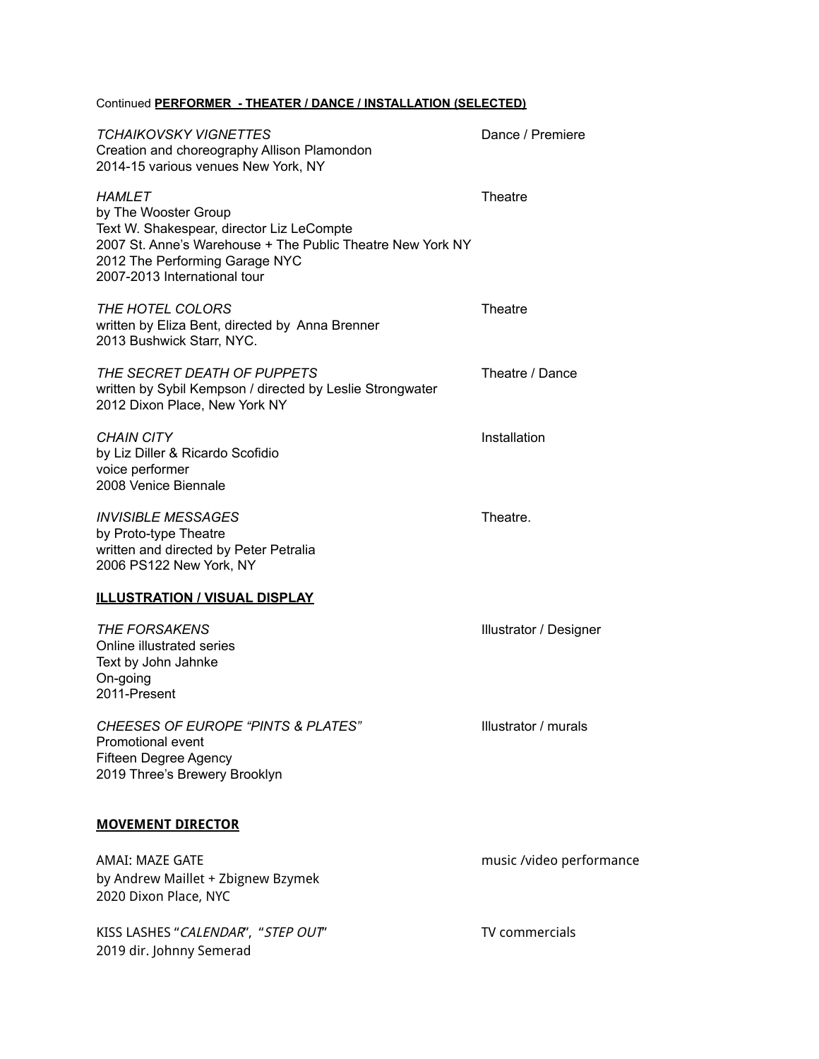Continued **PERFORMER - THEATER / DANCE / INSTALLATION (SELECTED)**

*TCHAIKOVSKY VIGNETTES* — Dance / Premiere
Creation and choreography Allison Plamondon
2014-15 various venues New York, NY

*HAMLET* — Theatre
by The Wooster Group
Text W. Shakespear, director Liz LeCompte
2007 St. Anne's Warehouse + The Public Theatre New York NY
2012 The Performing Garage NYC
2007-2013 International tour

*THE HOTEL COLORS* — Theatre
written by Eliza Bent, directed by Anna Brenner
2013 Bushwick Starr, NYC.

*THE SECRET DEATH OF PUPPETS* — Theatre / Dance
written by Sybil Kempson / directed by Leslie Strongwater
2012 Dixon Place, New York NY

*CHAIN CITY* — Installation
by Liz Diller & Ricardo Scofidio
voice performer
2008 Venice Biennale

*INVISIBLE MESSAGES* — Theatre.
by Proto-type Theatre
written and directed by Peter Petralia
2006 PS122 New York, NY

**ILLUSTRATION / VISUAL DISPLAY**

*THE FORSAKENS* — Illustrator / Designer
Online illustrated series
Text by John Jahnke
On-going
2011-Present

*CHEESES OF EUROPE "PINTS & PLATES"* — Illustrator / murals
Promotional event
Fifteen Degree Agency
2019 Three's Brewery Brooklyn

**MOVEMENT DIRECTOR**

AMAI: MAZE GATE — music /video performance
by Andrew Maillet + Zbignew Bzymek
2020 Dixon Place, NYC

KISS LASHES "*CALENDAR*", "*STEP OUT*" — TV commercials
2019 dir. Johnny Semerad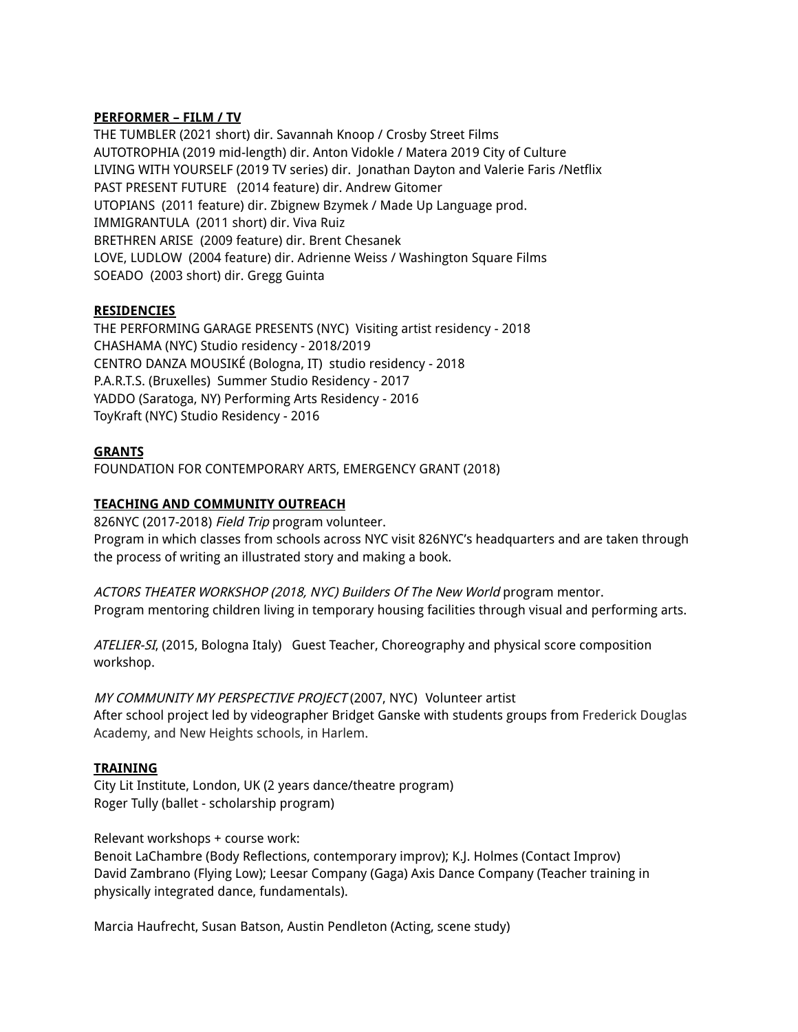**PERFORMER – FILM / TV**

THE TUMBLER (2021 short) dir. Savannah Knoop / Crosby Street Films
AUTOTROPHIA (2019 mid-length) dir. Anton Vidokle / Matera 2019 City of Culture
LIVING WITH YOURSELF (2019 TV series) dir. Jonathan Dayton and Valerie Faris /Netflix
PAST PRESENT FUTURE (2014 feature) dir. Andrew Gitomer
UTOPIANS (2011 feature) dir. Zbignew Bzymek / Made Up Language prod.
IMMIGRANTULA (2011 short) dir. Viva Ruiz
BRETHREN ARISE (2009 feature) dir. Brent Chesanek
LOVE, LUDLOW (2004 feature) dir. Adrienne Weiss / Washington Square Films
SOEADO (2003 short) dir. Gregg Guinta

**RESIDENCIES**

THE PERFORMING GARAGE PRESENTS (NYC) Visiting artist residency - 2018
CHASHAMA (NYC) Studio residency - 2018/2019
CENTRO DANZA MOUSIKÉ (Bologna, IT) studio residency - 2018
P.A.R.T.S. (Bruxelles) Summer Studio Residency - 2017
YADDO (Saratoga, NY) Performing Arts Residency - 2016
ToyKraft (NYC) Studio Residency - 2016

**GRANTS**

FOUNDATION FOR CONTEMPORARY ARTS, EMERGENCY GRANT (2018)

**TEACHING AND COMMUNITY OUTREACH**

826NYC (2017-2018) *Field Trip* program volunteer.
Program in which classes from schools across NYC visit 826NYC's headquarters and are taken through the process of writing an illustrated story and making a book.

*ACTORS THEATER WORKSHOP (2018, NYC) Builders Of The New World* program mentor.
Program mentoring children living in temporary housing facilities through visual and performing arts.

*ATELIER-SI*, (2015, Bologna Italy) Guest Teacher, Choreography and physical score composition workshop.

*MY COMMUNITY MY PERSPECTIVE PROJECT* (2007, NYC) Volunteer artist
After school project led by videographer Bridget Ganske with students groups from Frederick Douglas Academy, and New Heights schools, in Harlem.

**TRAINING**

City Lit Institute, London, UK (2 years dance/theatre program)
Roger Tully (ballet - scholarship program)

Relevant workshops + course work:
Benoit LaChambre (Body Reflections, contemporary improv); K.J. Holmes (Contact Improv)
David Zambrano (Flying Low); Leesar Company (Gaga) Axis Dance Company (Teacher training in physically integrated dance, fundamentals).

Marcia Haufrecht, Susan Batson, Austin Pendleton (Acting, scene study)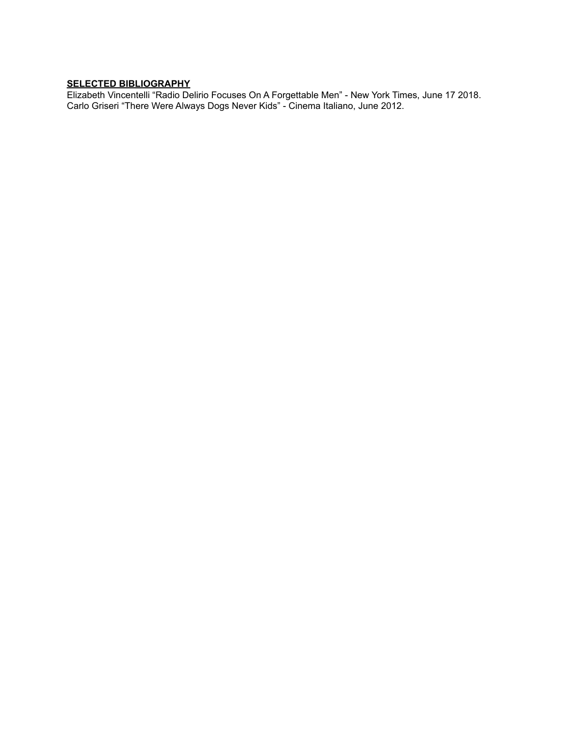**SELECTED BIBLIOGRAPHY**

Elizabeth Vincentelli “Radio Delirio Focuses On A Forgettable Men” - New York Times, June 17 2018.
Carlo Griseri “There Were Always Dogs Never Kids” - Cinema Italiano, June 2012.